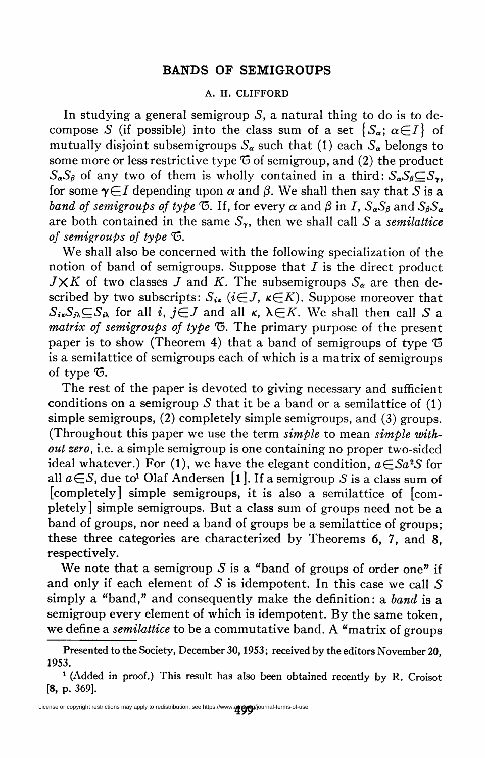# BANDS OF SEMIGROUPS

A. H. CLIFFORD

In studying a general semigroup $S$, a natural thing to do is to decompose $S$ (if possible) into the class sum of a set $\{S_\alpha;\ \alpha \in I\}$ of mutually disjoint subsemigroups $S_\alpha$ such that (1) each $S_\alpha$ belongs to some more or less restrictive type $\mathfrak{T}$ of semigroup, and (2) the product $S_\alpha S_\beta$ of any two of them is wholly contained in a third: $S_\alpha S_\beta \subseteq S_\gamma$, for some $\gamma \in I$ depending upon $\alpha$ and $\beta$. We shall then say that $S$ is a *band of semigroups of type* $\mathfrak{T}$. If, for every $\alpha$ and $\beta$ in $I$, $S_\alpha S_\beta$ and $S_\beta S_\alpha$ are both contained in the same $S_\gamma$, then we shall call $S$ a *semilattice of semigroups of type* $\mathfrak{T}$.

We shall also be concerned with the following specialization of the notion of band of semigroups. Suppose that $I$ is the direct product $J \times K$ of two classes $J$ and $K$. The subsemigroups $S_\alpha$ are then described by two subscripts: $S_{i\kappa}$ ($i \in J$, $\kappa \in K$). Suppose moreover that $S_{i\kappa} S_{j\lambda} \subseteq S_{i\lambda}$ for all $i, j \in J$ and all $\kappa, \lambda \in K$. We shall then call $S$ a *matrix of semigroups of type* $\mathfrak{T}$. The primary purpose of the present paper is to show (Theorem 4) that a band of semigroups of type $\mathfrak{T}$ is a semilattice of semigroups each of which is a matrix of semigroups of type $\mathfrak{T}$.

The rest of the paper is devoted to giving necessary and sufficient conditions on a semigroup $S$ that it be a band or a semilattice of (1) simple semigroups, (2) completely simple semigroups, and (3) groups. (Throughout this paper we use the term *simple* to mean *simple without zero*, i.e. a simple semigroup is one containing no proper two-sided ideal whatever.) For (1), we have the elegant condition, $a \in Sa^2S$ for all $a \in S$, due to[1] Olaf Andersen [1]. If a semigroup $S$ is a class sum of [completely] simple semigroups, it is also a semilattice of [completely] simple semigroups. But a class sum of groups need not be a band of groups, nor need a band of groups be a semilattice of groups; these three categories are characterized by Theorems 6, 7, and 8, respectively.

We note that a semigroup $S$ is a "band of groups of order one" if and only if each element of $S$ is idempotent. In this case we call $S$ simply a "band," and consequently make the definition: a *band* is a semigroup every element of which is idempotent. By the same token, we define a *semilattice* to be a commutative band. A "matrix of groups

Presented to the Society, December 30, 1953; received by the editors November 20, 1953.

[1] (Added in proof.) This result has also been obtained recently by R. Croisot [8, p. 369].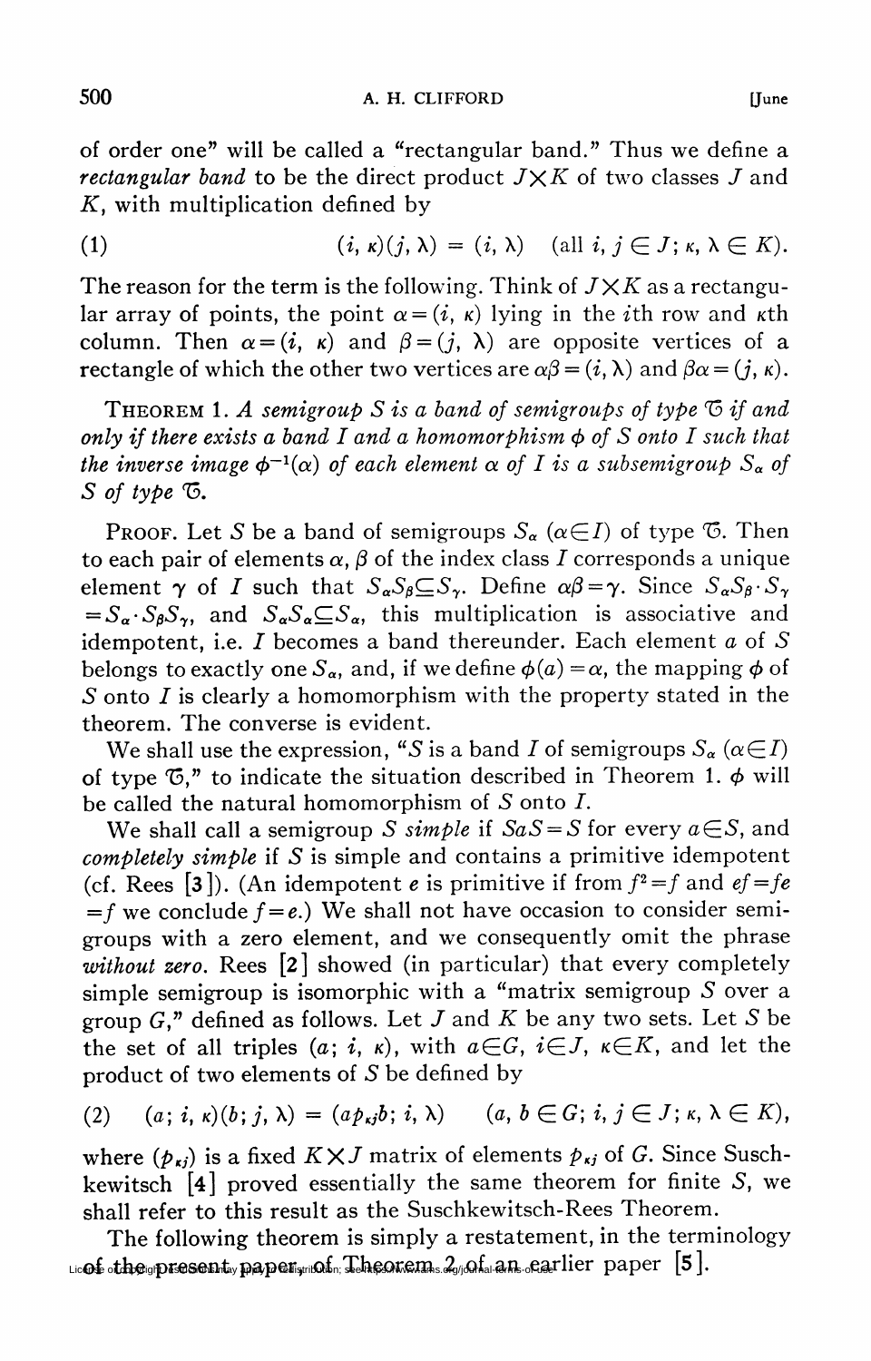of order one" will be called a "rectangular band." Thus we define a *rectangular band* to be the direct product $J \times K$ of two classes $J$ and $K$, with multiplication defined by

$$(1) \qquad (i, \kappa)(j, \lambda) = (i, \lambda) \quad (\text{all } i, j \in J; \kappa, \lambda \in K).$$

The reason for the term is the following. Think of $J \times K$ as a rectangular array of points, the point $\alpha = (i, \kappa)$ lying in the $i$th row and $\kappa$th column. Then $\alpha = (i, \kappa)$ and $\beta = (j, \lambda)$ are opposite vertices of a rectangle of which the other two vertices are $\alpha\beta = (i, \lambda)$ and $\beta\alpha = (j, \kappa)$.

THEOREM 1. *A semigroup $S$ is a band of semigroups of type $\mathfrak{T}$ if and only if there exists a band $I$ and a homomorphism $\phi$ of $S$ onto $I$ such that the inverse image $\phi^{-1}(\alpha)$ of each element $\alpha$ of $I$ is a subsemigroup $S_\alpha$ of $S$ of type $\mathfrak{T}$.*

PROOF. Let $S$ be a band of semigroups $S_\alpha$ ($\alpha \in I$) of type $\mathfrak{T}$. Then to each pair of elements $\alpha, \beta$ of the index class $I$ corresponds a unique element $\gamma$ of $I$ such that $S_\alpha S_\beta \subseteq S_\gamma$. Define $\alpha\beta = \gamma$. Since $S_\alpha S_\beta \cdot S_\gamma = S_\alpha \cdot S_\beta S_\gamma$, and $S_\alpha S_\alpha \subseteq S_\alpha$, this multiplication is associative and idempotent, i.e. $I$ becomes a band thereunder. Each element $a$ of $S$ belongs to exactly one $S_\alpha$, and, if we define $\phi(a) = \alpha$, the mapping $\phi$ of $S$ onto $I$ is clearly a homomorphism with the property stated in the theorem. The converse is evident.

We shall use the expression, "$S$ is a band $I$ of semigroups $S_\alpha$ ($\alpha \in I$) of type $\mathfrak{T}$," to indicate the situation described in Theorem 1. $\phi$ will be called the natural homomorphism of $S$ onto $I$.

We shall call a semigroup $S$ *simple* if $SaS = S$ for every $a \in S$, and *completely simple* if $S$ is simple and contains a primitive idempotent (cf. Rees [3]). (An idempotent $e$ is primitive if from $f^2 = f$ and $ef = fe = f$ we conclude $f = e$.) We shall not have occasion to consider semigroups with a zero element, and we consequently omit the phrase *without zero*. Rees [2] showed (in particular) that every completely simple semigroup is isomorphic with a "matrix semigroup $S$ over a group $G$," defined as follows. Let $J$ and $K$ be any two sets. Let $S$ be the set of all triples $(a; i, \kappa)$, with $a \in G$, $i \in J$, $\kappa \in K$, and let the product of two elements of $S$ be defined by

$$(2) \quad (a; i, \kappa)(b; j, \lambda) = (a p_{\kappa j} b; i, \lambda) \qquad (a, b \in G; i, j \in J; \kappa, \lambda \in K),$$

where $(p_{\kappa j})$ is a fixed $K \times J$ matrix of elements $p_{\kappa j}$ of $G$. Since Suschkewitsch [4] proved essentially the same theorem for finite $S$, we shall refer to this result as the Suschkewitsch-Rees Theorem.

The following theorem is simply a restatement, in the terminology of the present paper, of Theorem 2 of an earlier paper [5].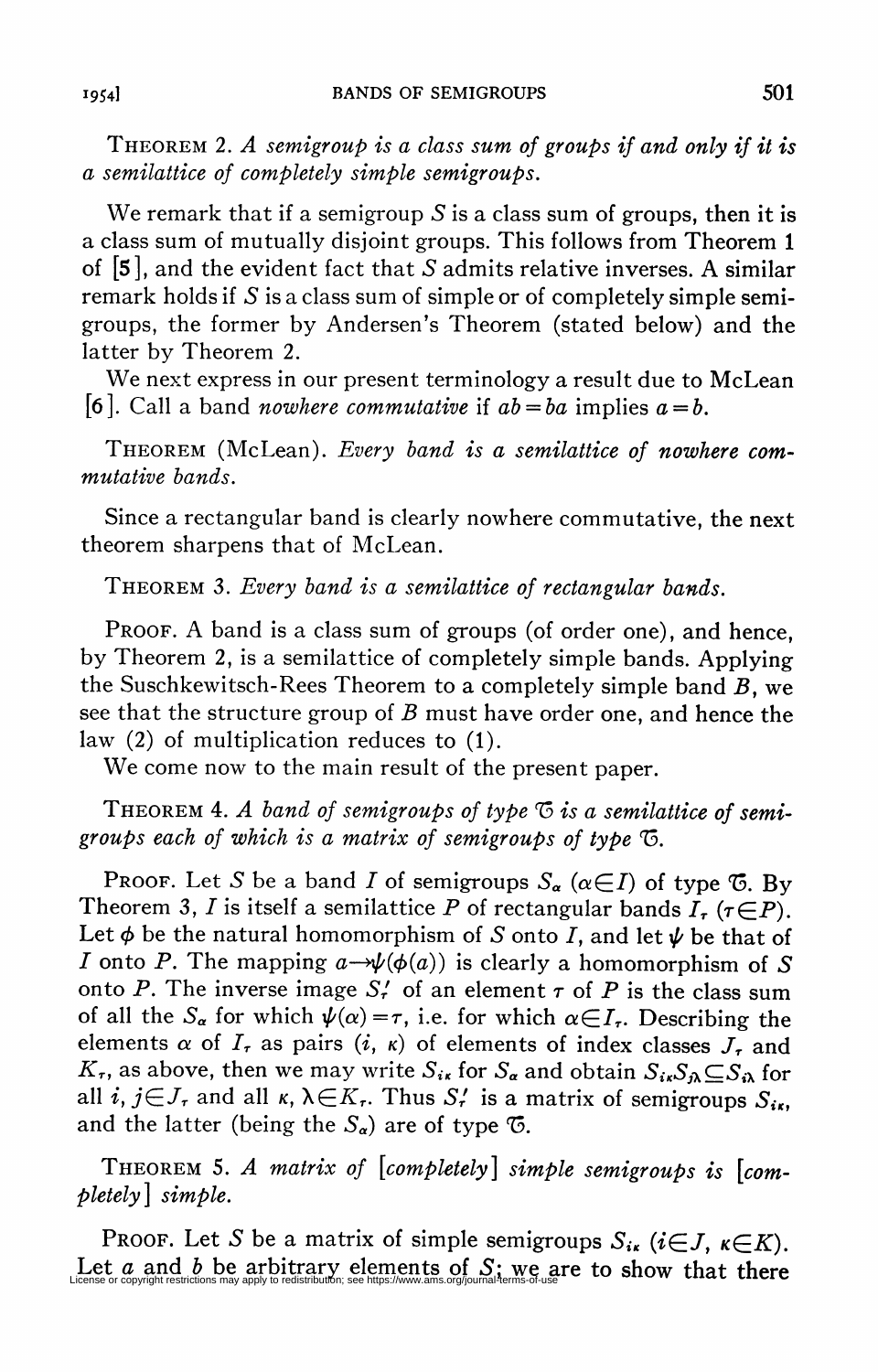THEOREM 2. *A semigroup is a class sum of groups if and only if it is a semilattice of completely simple semigroups.*

We remark that if a semigroup $S$ is a class sum of groups, then it is a class sum of mutually disjoint groups. This follows from Theorem 1 of [5], and the evident fact that $S$ admits relative inverses. A similar remark holds if $S$ is a class sum of simple or of completely simple semigroups, the former by Andersen's Theorem (stated below) and the latter by Theorem 2.

We next express in our present terminology a result due to McLean [6]. Call a band *nowhere commutative* if $ab=ba$ implies $a=b$.

THEOREM (McLean). *Every band is a semilattice of nowhere commutative bands.*

Since a rectangular band is clearly nowhere commutative, the next theorem sharpens that of McLean.

THEOREM 3. *Every band is a semilattice of rectangular bands.*

PROOF. A band is a class sum of groups (of order one), and hence, by Theorem 2, is a semilattice of completely simple bands. Applying the Suschkewitsch-Rees Theorem to a completely simple band $B$, we see that the structure group of $B$ must have order one, and hence the law (2) of multiplication reduces to (1).

We come now to the main result of the present paper.

THEOREM 4. *A band of semigroups of type $\mathfrak{T}$ is a semilattice of semigroups each of which is a matrix of semigroups of type $\mathfrak{T}$.*

PROOF. Let $S$ be a band $I$ of semigroups $S_\alpha$ ($\alpha \in I$) of type $\mathfrak{T}$. By Theorem 3, $I$ is itself a semilattice $P$ of rectangular bands $I_\tau$ ($\tau \in P$). Let $\phi$ be the natural homomorphism of $S$ onto $I$, and let $\psi$ be that of $I$ onto $P$. The mapping $a \rightarrow \psi(\phi(a))$ is clearly a homomorphism of $S$ onto $P$. The inverse image $S'_\tau$ of an element $\tau$ of $P$ is the class sum of all the $S_\alpha$ for which $\psi(\alpha)=\tau$, i.e. for which $\alpha \in I_\tau$. Describing the elements $\alpha$ of $I_\tau$ as pairs $(i, \kappa)$ of elements of index classes $J_\tau$ and $K_\tau$, as above, then we may write $S_{i\kappa}$ for $S_\alpha$ and obtain $S_{i\kappa}S_{j\lambda} \subseteq S_{i\lambda}$ for all $i, j \in J_\tau$ and all $\kappa, \lambda \in K_\tau$. Thus $S'_\tau$ is a matrix of semigroups $S_{i\kappa}$, and the latter (being the $S_\alpha$) are of type $\mathfrak{T}$.

THEOREM 5. *A matrix of [completely] simple semigroups is [completely] simple.*

PROOF. Let $S$ be a matrix of simple semigroups $S_{i\kappa}$ ($i \in J$, $\kappa \in K$). Let $a$ and $b$ be arbitrary elements of $S$; we are to show that there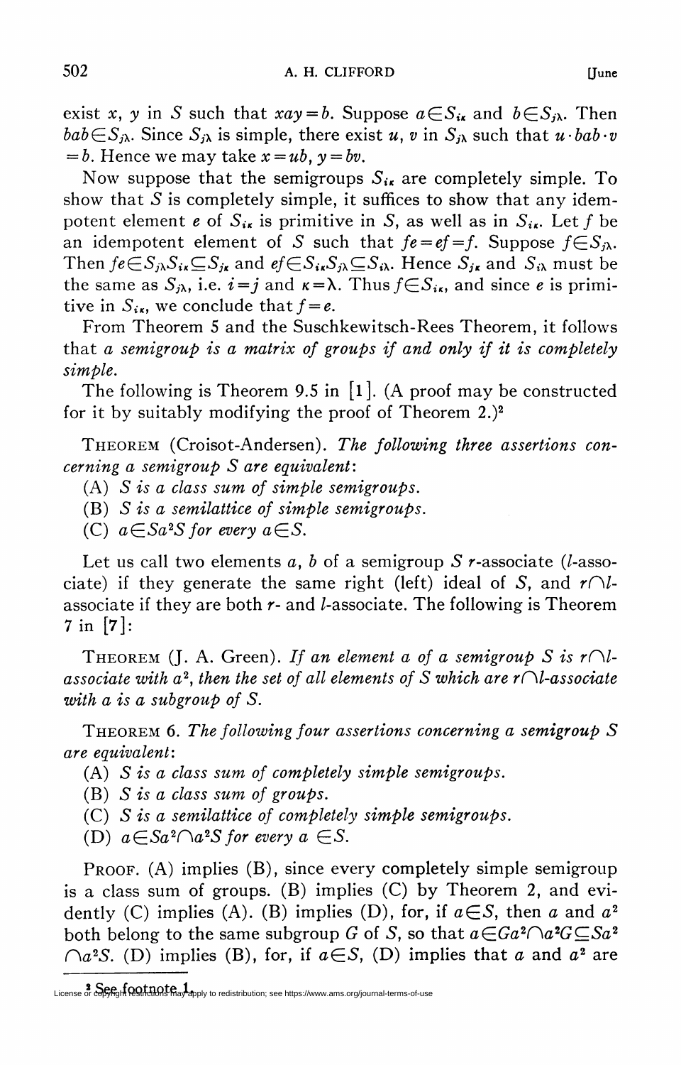exist $x$, $y$ in $S$ such that $xay = b$. Suppose $a \in S_{i\kappa}$ and $b \in S_{j\lambda}$. Then $bab \in S_{j\lambda}$. Since $S_{j\lambda}$ is simple, there exist $u$, $v$ in $S_{j\lambda}$ such that $u \cdot bab \cdot v = b$. Hence we may take $x = ub$, $y = bv$.

Now suppose that the semigroups $S_{i\kappa}$ are completely simple. To show that $S$ is completely simple, it suffices to show that any idempotent element $e$ of $S_{i\kappa}$ is primitive in $S$, as well as in $S_{i\kappa}$. Let $f$ be an idempotent element of $S$ such that $fe = ef = f$. Suppose $f \in S_{j\lambda}$. Then $fe \in S_{j\lambda}S_{i\kappa} \subseteq S_{j\kappa}$ and $ef \in S_{i\kappa}S_{j\lambda} \subseteq S_{i\lambda}$. Hence $S_{j\kappa}$ and $S_{i\lambda}$ must be the same as $S_{j\lambda}$, i.e. $i = j$ and $\kappa = \lambda$. Thus $f \in S_{i\kappa}$, and since $e$ is primitive in $S_{i\kappa}$, we conclude that $f = e$.

From Theorem 5 and the Suschkewitsch-Rees Theorem, it follows that *a semigroup is a matrix of groups if and only if it is completely simple.*

The following is Theorem 9.5 in [1]. (A proof may be constructed for it by suitably modifying the proof of Theorem 2.)[2]

THEOREM (Croisot-Andersen). *The following three assertions concerning a semigroup $S$ are equivalent*:

(A) *$S$ is a class sum of simple semigroups.*

(B) *$S$ is a semilattice of simple semigroups.*

(C) *$a \in Sa^2S$ for every $a \in S$.*

Let us call two elements $a$, $b$ of a semigroup $S$ $r$-associate ($l$-associate) if they generate the same right (left) ideal of $S$, and $r \cap l$-associate if they are both $r$- and $l$-associate. The following is Theorem 7 in [7]:

THEOREM (J. A. Green). *If an element $a$ of a semigroup $S$ is $r \cap l$-associate with $a^2$, then the set of all elements of $S$ which are $r \cap l$-associate with $a$ is a subgroup of $S$.*

THEOREM 6. *The following four assertions concerning a semigroup $S$ are equivalent*:

(A) *$S$ is a class sum of completely simple semigroups.*

(B) *$S$ is a class sum of groups.*

(C) *$S$ is a semilattice of completely simple semigroups.*

(D) *$a \in Sa^2 \cap a^2S$ for every $a \in S$.*

PROOF. (A) implies (B), since every completely simple semigroup is a class sum of groups. (B) implies (C) by Theorem 2, and evidently (C) implies (A). (B) implies (D), for, if $a \in S$, then $a$ and $a^2$ both belong to the same subgroup $G$ of $S$, so that $a \in Ga^2 \cap a^2G \subseteq Sa^2 \cap a^2S$. (D) implies (B), for, if $a \in S$, (D) implies that $a$ and $a^2$ are

[2] See footnote 1.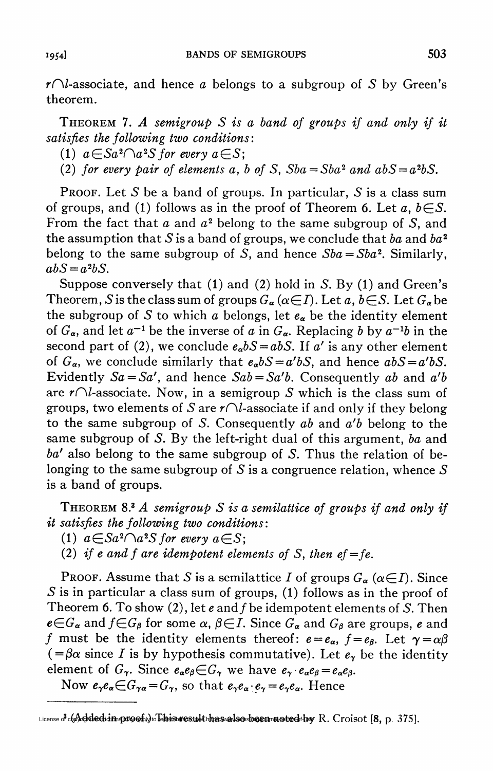$r \cap l$-associate, and hence $a$ belongs to a subgroup of $S$ by Green's theorem.

THEOREM 7. *A semigroup $S$ is a band of groups if and only if it satisfies the following two conditions*:

(1) $a \in Sa^2 \cap a^2S$ *for every* $a \in S$;

(2) *for every pair of elements* $a$, $b$ *of* $S$, $Sba = Sba^2$ *and* $abS = a^2bS$.

PROOF. Let $S$ be a band of groups. In particular, $S$ is a class sum of groups, and (1) follows as in the proof of Theorem 6. Let $a, b \in S$. From the fact that $a$ and $a^2$ belong to the same subgroup of $S$, and the assumption that $S$ is a band of groups, we conclude that $ba$ and $ba^2$ belong to the same subgroup of $S$, and hence $Sba = Sba^2$. Similarly, $abS = a^2bS$.

Suppose conversely that (1) and (2) hold in $S$. By (1) and Green's Theorem, $S$ is the class sum of groups $G_\alpha$ $(\alpha \in I)$. Let $a, b \in S$. Let $G_\alpha$ be the subgroup of $S$ to which $a$ belongs, let $e_\alpha$ be the identity element of $G_\alpha$, and let $a^{-1}$ be the inverse of $a$ in $G_\alpha$. Replacing $b$ by $a^{-1}b$ in the second part of (2), we conclude $e_\alpha bS = abS$. If $a'$ is any other element of $G_\alpha$, we conclude similarly that $e_\alpha bS = a'bS$, and hence $abS = a'bS$. Evidently $Sa = Sa'$, and hence $Sab = Sa'b$. Consequently $ab$ and $a'b$ are $r \cap l$-associate. Now, in a semigroup $S$ which is the class sum of groups, two elements of $S$ are $r \cap l$-associate if and only if they belong to the same subgroup of $S$. Consequently $ab$ and $a'b$ belong to the same subgroup of $S$. By the left-right dual of this argument, $ba$ and $ba'$ also belong to the same subgroup of $S$. Thus the relation of belonging to the same subgroup of $S$ is a congruence relation, whence $S$ is a band of groups.

THEOREM 8.[3] *A semigroup $S$ is a semilattice of groups if and only if it satisfies the following two conditions*:

(1) $a \in Sa^2 \cap a^2S$ *for every* $a \in S$;

(2) *if $e$ and $f$ are idempotent elements of $S$, then* $ef = fe$.

PROOF. Assume that $S$ is a semilattice $I$ of groups $G_\alpha$ $(\alpha \in I)$. Since $S$ is in particular a class sum of groups, (1) follows as in the proof of Theorem 6. To show (2), let $e$ and $f$ be idempotent elements of $S$. Then $e \in G_\alpha$ and $f \in G_\beta$ for some $\alpha, \beta \in I$. Since $G_\alpha$ and $G_\beta$ are groups, $e$ and $f$ must be the identity elements thereof: $e = e_\alpha$, $f = e_\beta$. Let $\gamma = \alpha\beta$ $(= \beta\alpha$ since $I$ is by hypothesis commutative). Let $e_\gamma$ be the identity element of $G_\gamma$. Since $e_\alpha e_\beta \in G_\gamma$ we have $e_\gamma \cdot e_\alpha e_\beta = e_\alpha e_\beta$.

Now $e_\gamma e_\alpha \in G_{\gamma\alpha} = G_\gamma$, so that $e_\gamma e_\alpha \cdot e_\gamma = e_\gamma e_\alpha$. Hence

---

[3] (Added in proof.) This result has also been noted by R. Croisot [8, p. 375].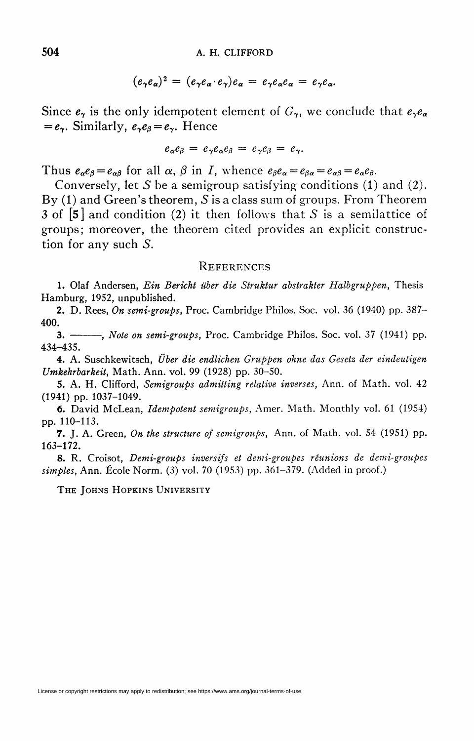$$(e_\gamma e_\alpha)^2 = (e_\gamma e_\alpha \cdot e_\gamma)e_\alpha = e_\gamma e_\alpha e_\alpha = e_\gamma e_\alpha.$$

Since $e_\gamma$ is the only idempotent element of $G_\gamma$, we conclude that $e_\gamma e_\alpha = e_\gamma$. Similarly, $e_\gamma e_\beta = e_\gamma$. Hence

$$e_\alpha e_\beta = e_\gamma e_\alpha e_\beta = e_\gamma e_\beta = e_\gamma.$$

Thus $e_\alpha e_\beta = e_{\alpha\beta}$ for all $\alpha$, $\beta$ in $I$, whence $e_\beta e_\alpha = e_{\beta\alpha} = e_{\alpha\beta} = e_\alpha e_\beta$.

Conversely, let $S$ be a semigroup satisfying conditions (1) and (2). By (1) and Green's theorem, $S$ is a class sum of groups. From Theorem 3 of [5] and condition (2) it then follows that $S$ is a semilattice of groups; moreover, the theorem cited provides an explicit construction for any such $S$.

## References

1. Olaf Andersen, *Ein Bericht über die Struktur abstrakter Halbgruppen*, Thesis Hamburg, 1952, unpublished.

2. D. Rees, *On semi-groups*, Proc. Cambridge Philos. Soc. vol. 36 (1940) pp. 387–400.

3. ———, *Note on semi-groups*, Proc. Cambridge Philos. Soc. vol. 37 (1941) pp. 434–435.

4. A. Suschkewitsch, *Über die endlichen Gruppen ohne das Gesetz der eindeutigen Umkehrbarkeit*, Math. Ann. vol. 99 (1928) pp. 30–50.

5. A. H. Clifford, *Semigroups admitting relative inverses*, Ann. of Math. vol. 42 (1941) pp. 1037–1049.

6. David McLean, *Idempotent semigroups*, Amer. Math. Monthly vol. 61 (1954) pp. 110–113.

7. J. A. Green, *On the structure of semigroups*, Ann. of Math. vol. 54 (1951) pp. 163–172.

8. R. Croisot, *Demi-groups inversifs et demi-groupes réunions de demi-groupes simples*, Ann. École Norm. (3) vol. 70 (1953) pp. 361–379. (Added in proof.)

The Johns Hopkins University